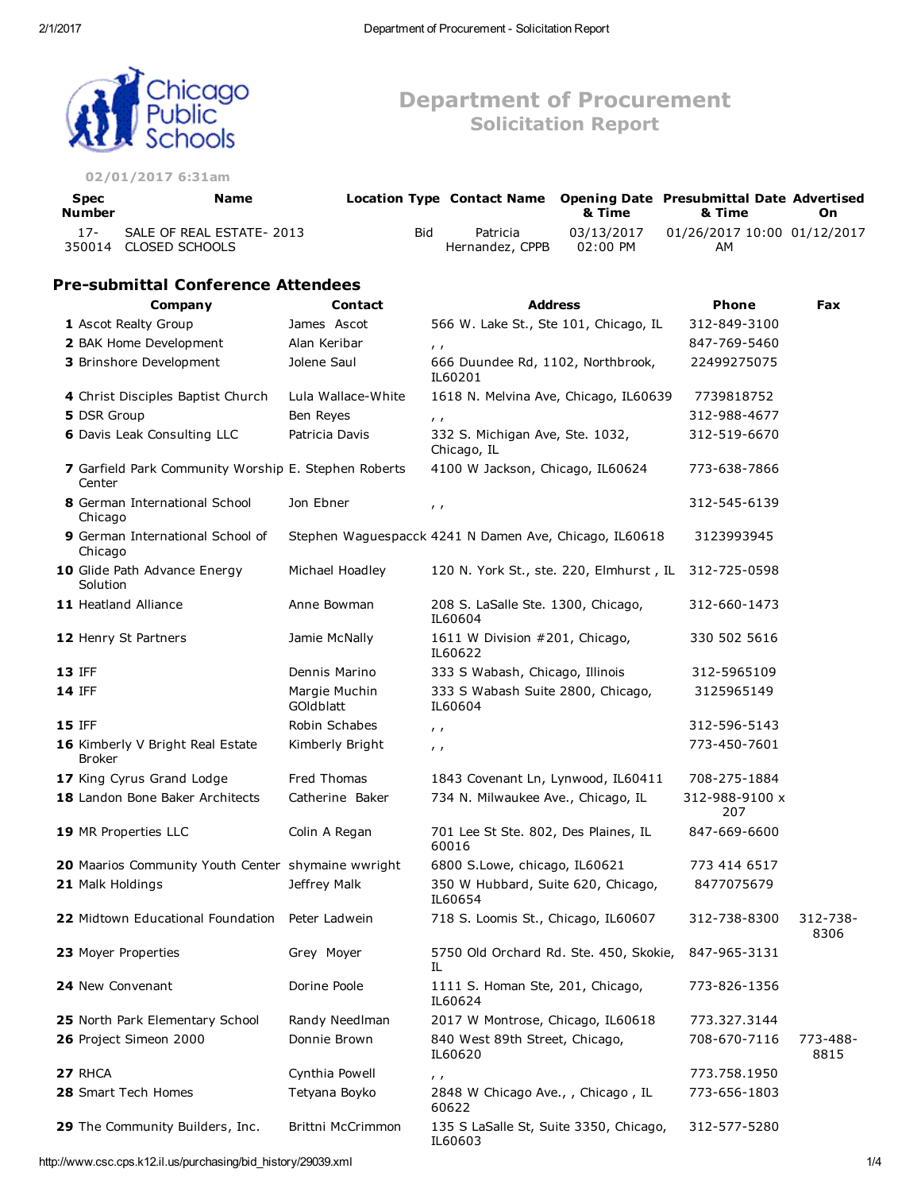# Department of Procurement
## Solicitation Report

02/01/2017 6:31am

| Spec Number | Name | Location | Type | Contact Name | Opening Date & Time | Presubmittal Date & Time | Advertised On |
|---|---|---|---|---|---|---|---|
| 17-350014 | SALE OF REAL ESTATE- 2013 CLOSED SCHOOLS | | Bid | Patricia Hernandez, CPPB | 03/13/2017 02:00 PM | 01/26/2017 10:00 AM | 01/12/2017 |

### Pre-submittal Conference Attendees

| | Company | Contact | Address | Phone | Fax |
|---|---|---|---|---|---|
| 1 | Ascot Realty Group | James Ascot | 566 W. Lake St., Ste 101, Chicago, IL | 312-849-3100 | |
| 2 | BAK Home Development | Alan Keribar | , , | 847-769-5460 | |
| 3 | Brinshore Development | Jolene Saul | 666 Duundee Rd, 1102, Northbrook, IL60201 | 22499275075 | |
| 4 | Christ Disciples Baptist Church | Lula Wallace-White | 1618 N. Melvina Ave, Chicago, IL60639 | 7739818752 | |
| 5 | DSR Group | Ben Reyes | , , | 312-988-4677 | |
| 6 | Davis Leak Consulting LLC | Patricia Davis | 332 S. Michigan Ave, Ste. 1032, Chicago, IL | 312-519-6670 | |
| 7 | Garfield Park Community Worship Center | E. Stephen Roberts | 4100 W Jackson, Chicago, IL60624 | 773-638-7866 | |
| 8 | German International School Chicago | Jon Ebner | , , | 312-545-6139 | |
| 9 | German International School of Chicago | Stephen Waguespacck | 4241 N Damen Ave, Chicago, IL60618 | 3123993945 | |
| 10 | Glide Path Advance Energy Solution | Michael Hoadley | 120 N. York St., ste. 220, Elmhurst , IL | 312-725-0598 | |
| 11 | Heatland Alliance | Anne Bowman | 208 S. LaSalle Ste. 1300, Chicago, IL60604 | 312-660-1473 | |
| 12 | Henry St Partners | Jamie McNally | 1611 W Division #201, Chicago, IL60622 | 330 502 5616 | |
| 13 | IFF | Dennis Marino | 333 S Wabash, Chicago, Illinois | 312-5965109 | |
| 14 | IFF | Margie Muchin GOldblatt | 333 S Wabash Suite 2800, Chicago, IL60604 | 3125965149 | |
| 15 | IFF | Robin Schabes | , , | 312-596-5143 | |
| 16 | Kimberly V Bright Real Estate Broker | Kimberly Bright | , , | 773-450-7601 | |
| 17 | King Cyrus Grand Lodge | Fred Thomas | 1843 Covenant Ln, Lynwood, IL60411 | 708-275-1884 | |
| 18 | Landon Bone Baker Architects | Catherine Baker | 734 N. Milwaukee Ave., Chicago, IL | 312-988-9100 x 207 | |
| 19 | MR Properties LLC | Colin A Regan | 701 Lee St Ste. 802, Des Plaines, IL 60016 | 847-669-6600 | |
| 20 | Maarios Community Youth Center | shymaine wwright | 6800 S.Lowe, chicago, IL60621 | 773 414 6517 | |
| 21 | Malk Holdings | Jeffrey Malk | 350 W Hubbard, Suite 620, Chicago, IL60654 | 8477075679 | |
| 22 | Midtown Educational Foundation | Peter Ladwein | 718 S. Loomis St., Chicago, IL60607 | 312-738-8300 | 312-738-8306 |
| 23 | Moyer Properties | Grey Moyer | 5750 Old Orchard Rd. Ste. 450, Skokie, IL | 847-965-3131 | |
| 24 | New Convenant | Dorine Poole | 1111 S. Homan Ste, 201, Chicago, IL60624 | 773-826-1356 | |
| 25 | North Park Elementary School | Randy Needlman | 2017 W Montrose, Chicago, IL60618 | 773.327.3144 | |
| 26 | Project Simeon 2000 | Donnie Brown | 840 West 89th Street, Chicago, IL60620 | 708-670-7116 | 773-488-8815 |
| 27 | RHCA | Cynthia Powell | , , | 773.758.1950 | |
| 28 | Smart Tech Homes | Tetyana Boyko | 2848 W Chicago Ave., , Chicago , IL 60622 | 773-656-1803 | |
| 29 | The Community Builders, Inc. | Brittni McCrimmon | 135 S LaSalle St, Suite 3350, Chicago, IL60603 | 312-577-5280 | |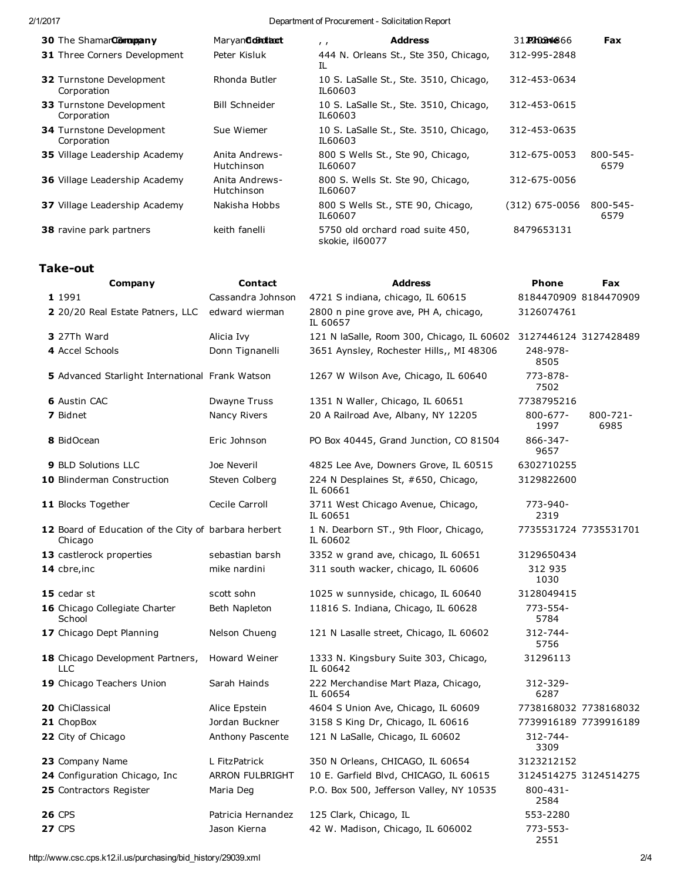| | Company | Contact | Address | Phone | Fax |
|---|---|---|---|---|---|
| 30 | The Shamar Group | Maryann Bolden | , , | 312-203-4866 | |
| 31 | Three Corners Development | Peter Kisluk | 444 N. Orleans St., Ste 350, Chicago, IL | 312-995-2848 | |
| 32 | Turnstone Development Corporation | Rhonda Butler | 10 S. LaSalle St., Ste. 3510, Chicago, IL60603 | 312-453-0634 | |
| 33 | Turnstone Development Corporation | Bill Schneider | 10 S. LaSalle St., Ste. 3510, Chicago, IL60603 | 312-453-0615 | |
| 34 | Turnstone Development Corporation | Sue Wiemer | 10 S. LaSalle St., Ste. 3510, Chicago, IL60603 | 312-453-0635 | |
| 35 | Village Leadership Academy | Anita Andrews-Hutchinson | 800 S Wells St., Ste 90, Chicago, IL60607 | 312-675-0053 | 800-545-6579 |
| 36 | Village Leadership Academy | Anita Andrews-Hutchinson | 800 S. Wells St. Ste 90, Chicago, IL60607 | 312-675-0056 | |
| 37 | Village Leadership Academy | Nakisha Hobbs | 800 S Wells St., STE 90, Chicago, IL60607 | (312) 675-0056 | 800-545-6579 |
| 38 | ravine park partners | keith fanelli | 5750 old orchard road suite 450, skokie, il60077 | 8479653131 | |

## Take-out

| | Company | Contact | Address | Phone | Fax |
|---|---|---|---|---|---|
| 1 | 1991 | Cassandra Johnson | 4721 S indiana, chicago, IL 60615 | 8184470909 | 8184470909 |
| 2 | 20/20 Real Estate Patners, LLC | edward wierman | 2800 n pine grove ave, PH A, chicago, IL 60657 | 3126074761 | |
| 3 | 27Th Ward | Alicia Ivy | 121 N laSalle, Room 300, Chicago, IL 60602 | 3127446124 | 3127428489 |
| 4 | Accel Schools | Donn Tignanelli | 3651 Aynsley, Rochester Hills,, MI 48306 | 248-978-8505 | |
| 5 | Advanced Starlight International | Frank Watson | 1267 W Wilson Ave, Chicago, IL 60640 | 773-878-7502 | |
| 6 | Austin CAC | Dwayne Truss | 1351 N Waller, Chicago, IL 60651 | 7738795216 | |
| 7 | Bidnet | Nancy Rivers | 20 A Railroad Ave, Albany, NY 12205 | 800-677-1997 | 800-721-6985 |
| 8 | BidOcean | Eric Johnson | PO Box 40445, Grand Junction, CO 81504 | 866-347-9657 | |
| 9 | BLD Solutions LLC | Joe Neveril | 4825 Lee Ave, Downers Grove, IL 60515 | 6302710255 | |
| 10 | Blinderman Construction | Steven Colberg | 224 N Desplaines St, #650, Chicago, IL 60661 | 3129822600 | |
| 11 | Blocks Together | Cecile Carroll | 3711 West Chicago Avenue, Chicago, IL 60651 | 773-940-2319 | |
| 12 | Board of Education of the City of Chicago | barbara herbert | 1 N. Dearborn ST., 9th Floor, Chicago, IL 60602 | 7735531724 | 7735531701 |
| 13 | castlerock properties | sebastian barsh | 3352 w grand ave, chicago, IL 60651 | 3129650434 | |
| 14 | cbre,inc | mike nardini | 311 south wacker, chicago, IL 60606 | 312 935 1030 | |
| 15 | cedar st | scott sohn | 1025 w sunnyside, chicago, IL 60640 | 3128049415 | |
| 16 | Chicago Collegiate Charter School | Beth Napleton | 11816 S. Indiana, Chicago, IL 60628 | 773-554-5784 | |
| 17 | Chicago Dept Planning | Nelson Chueng | 121 N Lasalle street, Chicago, IL 60602 | 312-744-5756 | |
| 18 | Chicago Development Partners, LLC | Howard Weiner | 1333 N. Kingsbury Suite 303, Chicago, IL 60642 | 31296113 | |
| 19 | Chicago Teachers Union | Sarah Hainds | 222 Merchandise Mart Plaza, Chicago, IL 60654 | 312-329-6287 | |
| 20 | ChiClassical | Alice Epstein | 4604 S Union Ave, Chicago, IL 60609 | 7738168032 | 7738168032 |
| 21 | ChopBox | Jordan Buckner | 3158 S King Dr, Chicago, IL 60616 | 7739916189 | 7739916189 |
| 22 | City of Chicago | Anthony Pascente | 121 N LaSalle, Chicago, IL 60602 | 312-744-3309 | |
| 23 | Company Name | L FitzPatrick | 350 N Orleans, CHICAGO, IL 60654 | 3123212152 | |
| 24 | Configuration Chicago, Inc | ARRON FULBRIGHT | 10 E. Garfield Blvd, CHICAGO, IL 60615 | 3124514275 | 3124514275 |
| 25 | Contractors Register | Maria Deg | P.O. Box 500, Jefferson Valley, NY 10535 | 800-431-2584 | |
| 26 | CPS | Patricia Hernandez | 125 Clark, Chicago, IL | 553-2280 | |
| 27 | CPS | Jason Kierna | 42 W. Madison, Chicago, IL 606002 | 773-553-2551 | |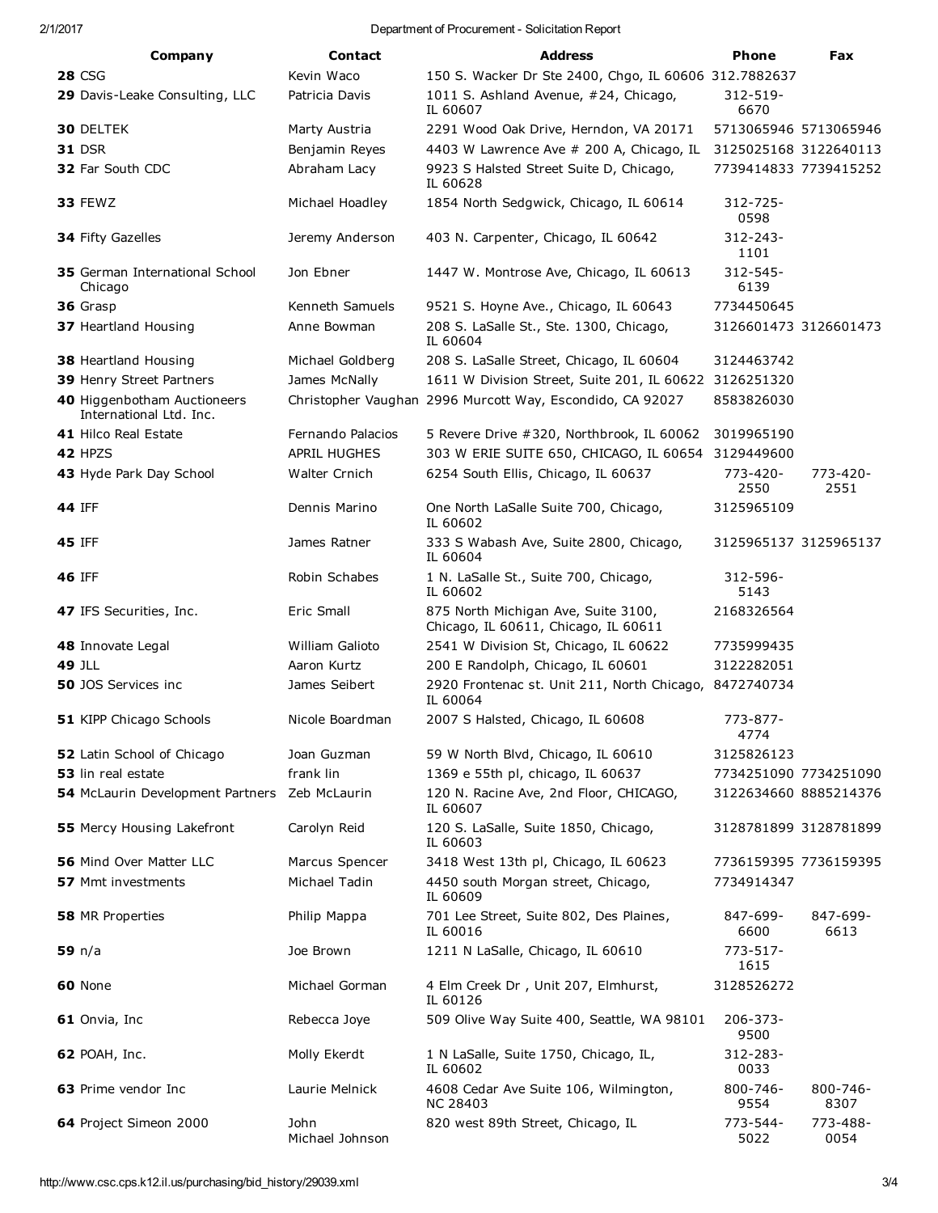| | Company | Contact | Address | Phone | Fax |
|---|---|---|---|---|---|
| **28** | CSG | Kevin Waco | 150 S. Wacker Dr Ste 2400, Chgo, IL 60606 | 312.7882637 | |
| **29** | Davis-Leake Consulting, LLC | Patricia Davis | 1011 S. Ashland Avenue, #24, Chicago, IL 60607 | 312-519-6670 | |
| **30** | DELTEK | Marty Austria | 2291 Wood Oak Drive, Herndon, VA 20171 | 5713065946 | 5713065946 |
| **31** | DSR | Benjamin Reyes | 4403 W Lawrence Ave # 200 A, Chicago, IL | 3125025168 | 3122640113 |
| **32** | Far South CDC | Abraham Lacy | 9923 S Halsted Street Suite D, Chicago, IL 60628 | 7739414833 | 7739415252 |
| **33** | FEWZ | Michael Hoadley | 1854 North Sedgwick, Chicago, IL 60614 | 312-725-0598 | |
| **34** | Fifty Gazelles | Jeremy Anderson | 403 N. Carpenter, Chicago, IL 60642 | 312-243-1101 | |
| **35** | German International School Chicago | Jon Ebner | 1447 W. Montrose Ave, Chicago, IL 60613 | 312-545-6139 | |
| **36** | Grasp | Kenneth Samuels | 9521 S. Hoyne Ave., Chicago, IL 60643 | 7734450645 | |
| **37** | Heartland Housing | Anne Bowman | 208 S. LaSalle St., Ste. 1300, Chicago, IL 60604 | 3126601473 | 3126601473 |
| **38** | Heartland Housing | Michael Goldberg | 208 S. LaSalle Street, Chicago, IL 60604 | 3124463742 | |
| **39** | Henry Street Partners | James McNally | 1611 W Division Street, Suite 201, IL 60622 | 3126251320 | |
| **40** | Higgenbotham Auctioneers International Ltd. Inc. | Christopher Vaughan | 2996 Murcott Way, Escondido, CA 92027 | 8583826030 | |
| **41** | Hilco Real Estate | Fernando Palacios | 5 Revere Drive #320, Northbrook, IL 60062 | 3019965190 | |
| **42** | HPZS | APRIL HUGHES | 303 W ERIE SUITE 650, CHICAGO, IL 60654 | 3129449600 | |
| **43** | Hyde Park Day School | Walter Crnich | 6254 South Ellis, Chicago, IL 60637 | 773-420-2550 | 773-420-2551 |
| **44** | IFF | Dennis Marino | One North LaSalle Suite 700, Chicago, IL 60602 | 3125965109 | |
| **45** | IFF | James Ratner | 333 S Wabash Ave, Suite 2800, Chicago, IL 60604 | 3125965137 | 3125965137 |
| **46** | IFF | Robin Schabes | 1 N. LaSalle St., Suite 700, Chicago, IL 60602 | 312-596-5143 | |
| **47** | IFS Securities, Inc. | Eric Small | 875 North Michigan Ave, Suite 3100, Chicago, IL 60611, Chicago, IL 60611 | 2168326564 | |
| **48** | Innovate Legal | William Galioto | 2541 W Division St, Chicago, IL 60622 | 7735999435 | |
| **49** | JLL | Aaron Kurtz | 200 E Randolph, Chicago, IL 60601 | 3122282051 | |
| **50** | JOS Services inc | James Seibert | 2920 Frontenac st. Unit 211, North Chicago, IL 60064 | 8472740734 | |
| **51** | KIPP Chicago Schools | Nicole Boardman | 2007 S Halsted, Chicago, IL 60608 | 773-877-4774 | |
| **52** | Latin School of Chicago | Joan Guzman | 59 W North Blvd, Chicago, IL 60610 | 3125826123 | |
| **53** | lin real estate | frank lin | 1369 e 55th pl, chicago, IL 60637 | 7734251090 | 7734251090 |
| **54** | McLaurin Development Partners | Zeb McLaurin | 120 N. Racine Ave, 2nd Floor, CHICAGO, IL 60607 | 3122634660 | 8885214376 |
| **55** | Mercy Housing Lakefront | Carolyn Reid | 120 S. LaSalle, Suite 1850, Chicago, IL 60603 | 3128781899 | 3128781899 |
| **56** | Mind Over Matter LLC | Marcus Spencer | 3418 West 13th pl, Chicago, IL 60623 | 7736159395 | 7736159395 |
| **57** | Mmt investments | Michael Tadin | 4450 south Morgan street, Chicago, IL 60609 | 7734914347 | |
| **58** | MR Properties | Philip Mappa | 701 Lee Street, Suite 802, Des Plaines, IL 60016 | 847-699-6600 | 847-699-6613 |
| **59** | n/a | Joe Brown | 1211 N LaSalle, Chicago, IL 60610 | 773-517-1615 | |
| **60** | None | Michael Gorman | 4 Elm Creek Dr , Unit 207, Elmhurst, IL 60126 | 3128526272 | |
| **61** | Onvia, Inc | Rebecca Joye | 509 Olive Way Suite 400, Seattle, WA 98101 | 206-373-9500 | |
| **62** | POAH, Inc. | Molly Ekerdt | 1 N LaSalle, Suite 1750, Chicago, IL, IL 60602 | 312-283-0033 | |
| **63** | Prime vendor Inc | Laurie Melnick | 4608 Cedar Ave Suite 106, Wilmington, NC 28403 | 800-746-9554 | 800-746-8307 |
| **64** | Project Simeon 2000 | John Michael Johnson | 820 west 89th Street, Chicago, IL | 773-544-5022 | 773-488-0054 |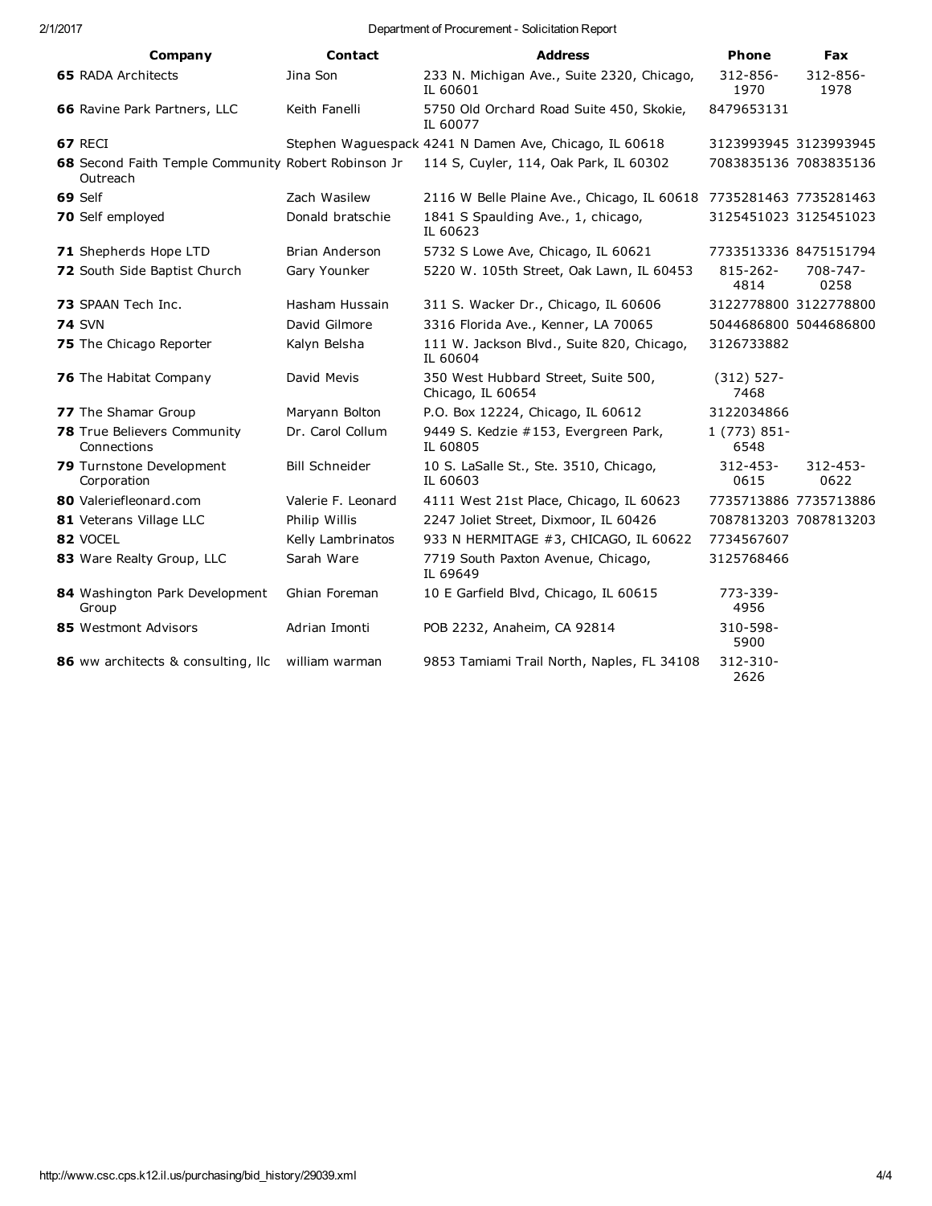| | Company | Contact | Address | Phone | Fax |
|---|---|---|---|---|---|
| **65** | RADA Architects | Jina Son | 233 N. Michigan Ave., Suite 2320, Chicago, IL 60601 | 312-856-1970 | 312-856-1978 |
| **66** | Ravine Park Partners, LLC | Keith Fanelli | 5750 Old Orchard Road Suite 450, Skokie, IL 60077 | 8479653131 | |
| **67** | RECI | Stephen Waguespack | 4241 N Damen Ave, Chicago, IL 60618 | 3123993945 | 3123993945 |
| **68** | Second Faith Temple Community Outreach | Robert Robinson Jr | 114 S, Cuyler, 114, Oak Park, IL 60302 | 7083835136 | 7083835136 |
| **69** | Self | Zach Wasilew | 2116 W Belle Plaine Ave., Chicago, IL 60618 | 7735281463 | 7735281463 |
| **70** | Self employed | Donald bratschie | 1841 S Spaulding Ave., 1, chicago, IL 60623 | 3125451023 | 3125451023 |
| **71** | Shepherds Hope LTD | Brian Anderson | 5732 S Lowe Ave, Chicago, IL 60621 | 7733513336 | 8475151794 |
| **72** | South Side Baptist Church | Gary Younker | 5220 W. 105th Street, Oak Lawn, IL 60453 | 815-262-4814 | 708-747-0258 |
| **73** | SPAAN Tech Inc. | Hasham Hussain | 311 S. Wacker Dr., Chicago, IL 60606 | 3122778800 | 3122778800 |
| **74** | SVN | David Gilmore | 3316 Florida Ave., Kenner, LA 70065 | 5044686800 | 5044686800 |
| **75** | The Chicago Reporter | Kalyn Belsha | 111 W. Jackson Blvd., Suite 820, Chicago, IL 60604 | 3126733882 | |
| **76** | The Habitat Company | David Mevis | 350 West Hubbard Street, Suite 500, Chicago, IL 60654 | (312) 527-7468 | |
| **77** | The Shamar Group | Maryann Bolton | P.O. Box 12224, Chicago, IL 60612 | 3122034866 | |
| **78** | True Believers Community Connections | Dr. Carol Collum | 9449 S. Kedzie #153, Evergreen Park, IL 60805 | 1 (773) 851-6548 | |
| **79** | Turnstone Development Corporation | Bill Schneider | 10 S. LaSalle St., Ste. 3510, Chicago, IL 60603 | 312-453-0615 | 312-453-0622 |
| **80** | Valeriefleonard.com | Valerie F. Leonard | 4111 West 21st Place, Chicago, IL 60623 | 7735713886 | 7735713886 |
| **81** | Veterans Village LLC | Philip Willis | 2247 Joliet Street, Dixmoor, IL 60426 | 7087813203 | 7087813203 |
| **82** | VOCEL | Kelly Lambrinatos | 933 N HERMITAGE #3, CHICAGO, IL 60622 | 7734567607 | |
| **83** | Ware Realty Group, LLC | Sarah Ware | 7719 South Paxton Avenue, Chicago, IL 69649 | 3125768466 | |
| **84** | Washington Park Development Group | Ghian Foreman | 10 E Garfield Blvd, Chicago, IL 60615 | 773-339-4956 | |
| **85** | Westmont Advisors | Adrian Imonti | POB 2232, Anaheim, CA 92814 | 310-598-5900 | |
| **86** | ww architects & consulting, llc | william warman | 9853 Tamiami Trail North, Naples, FL 34108 | 312-310-2626 | |